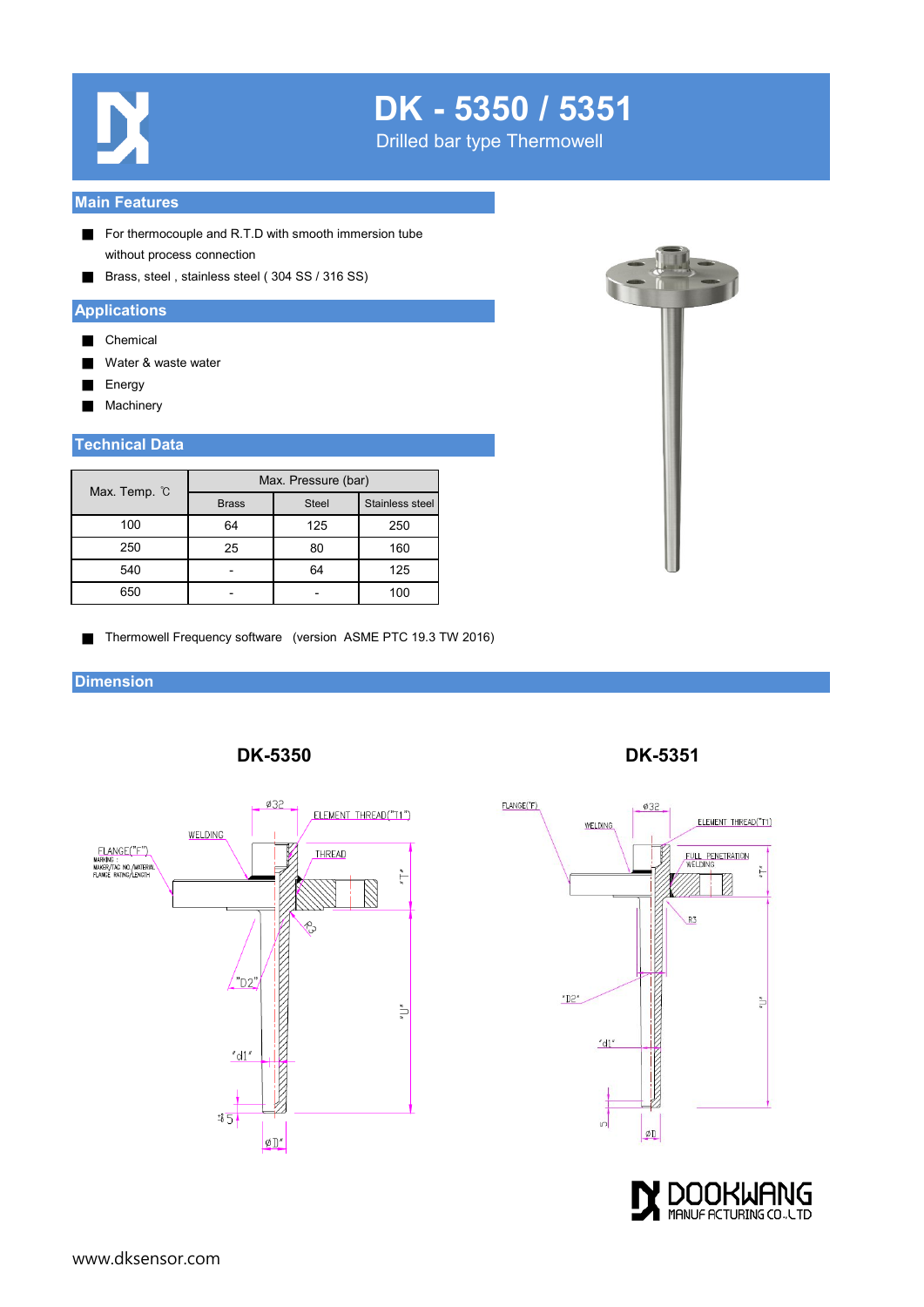# DK - 5350 / 5351

Drilled bar type Thermowell

## Main Features

- For thermocouple and R.T.D with smooth immersion tube without process connection
- Brass, steel , stainless steel ( 304 SS / 316 SS)

## Applications

- Chemical
- Water & waste water
- Energy
- Machinery

## Technical Data

| Max. Temp. ℃ | Max. Pressure (bar) | | |
|---|---|---|---|
| | Brass | Steel | Stainless steel |
| 100 | 64 | 125 | 250 |
| 250 | 25 | 80 | 160 |
| 540 | - | 64 | 125 |
| 650 | - | - | 100 |

- Thermowell Frequency software (version ASME PTC 19.3 TW 2016)

## Dimension

### DK-5350

### DK-5351

www.dksensor.com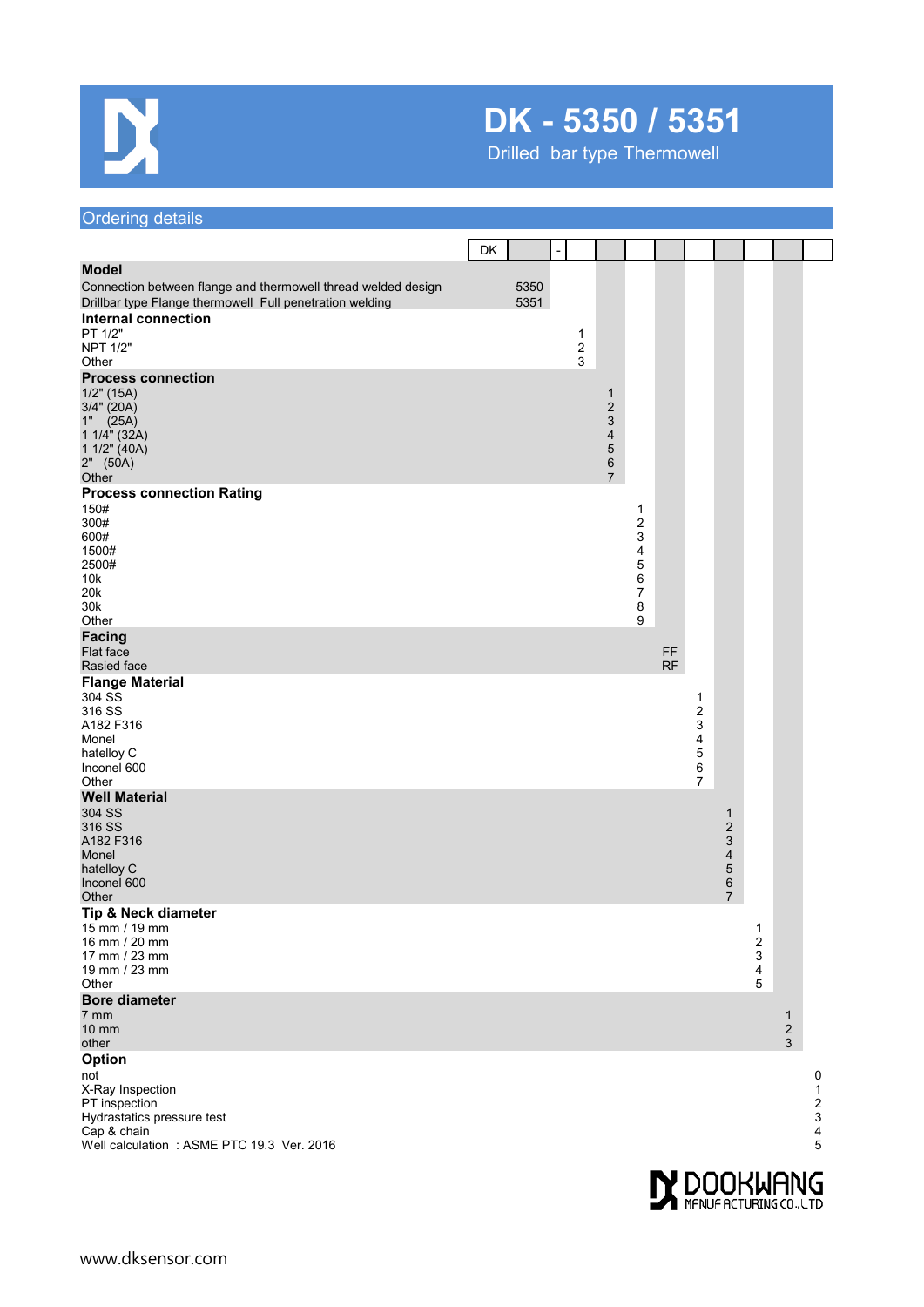# DK - 5350 / 5351

Drilled bar type Thermowell

## Ordering details

| DK | | - | | | | | | | | | |
|---|---|---|---|---|---|---|---|---|---|---|---|

**Model**

| | Code |
|---|---|
| Connection between flange and thermowell thread welded design | 5350 |
| Drillbar type Flange thermowell Full penetration welding | 5351 |

**Internal connection**

| | Code |
|---|---|
| PT 1/2" | 1 |
| NPT 1/2" | 2 |
| Other | 3 |

**Process connection**

| | Code |
|---|---|
| 1/2" (15A) | 1 |
| 3/4" (20A) | 2 |
| 1" (25A) | 3 |
| 1 1/4" (32A) | 4 |
| 1 1/2" (40A) | 5 |
| 2" (50A) | 6 |
| Other | 7 |

**Process connection Rating**

| | Code |
|---|---|
| 150# | 1 |
| 300# | 2 |
| 600# | 3 |
| 1500# | 4 |
| 2500# | 5 |
| 10k | 6 |
| 20k | 7 |
| 30k | 8 |
| Other | 9 |

**Facing**

| | Code |
|---|---|
| Flat face | FF |
| Rasied face | RF |

**Flange Material**

| | Code |
|---|---|
| 304 SS | 1 |
| 316 SS | 2 |
| A182 F316 | 3 |
| Monel | 4 |
| hatelloy C | 5 |
| Inconel 600 | 6 |
| Other | 7 |

**Well Material**

| | Code |
|---|---|
| 304 SS | 1 |
| 316 SS | 2 |
| A182 F316 | 3 |
| Monel | 4 |
| hatelloy C | 5 |
| Inconel 600 | 6 |
| Other | 7 |

**Tip & Neck diameter**

| | Code |
|---|---|
| 15 mm / 19 mm | 1 |
| 16 mm / 20 mm | 2 |
| 17 mm / 23 mm | 3 |
| 19 mm / 23 mm | 4 |
| Other | 5 |

**Bore diameter**

| | Code |
|---|---|
| 7 mm | 1 |
| 10 mm | 2 |
| other | 3 |

**Option**

| | Code |
|---|---|
| not | 0 |
| X-Ray Inspection | 1 |
| PT inspection | 2 |
| Hydrastatics pressure test | 3 |
| Cap & chain | 4 |
| Well calculation : ASME PTC 19.3 Ver. 2016 | 5 |

DOOKWANG MANUFACTURING CO.,LTD

www.dksensor.com